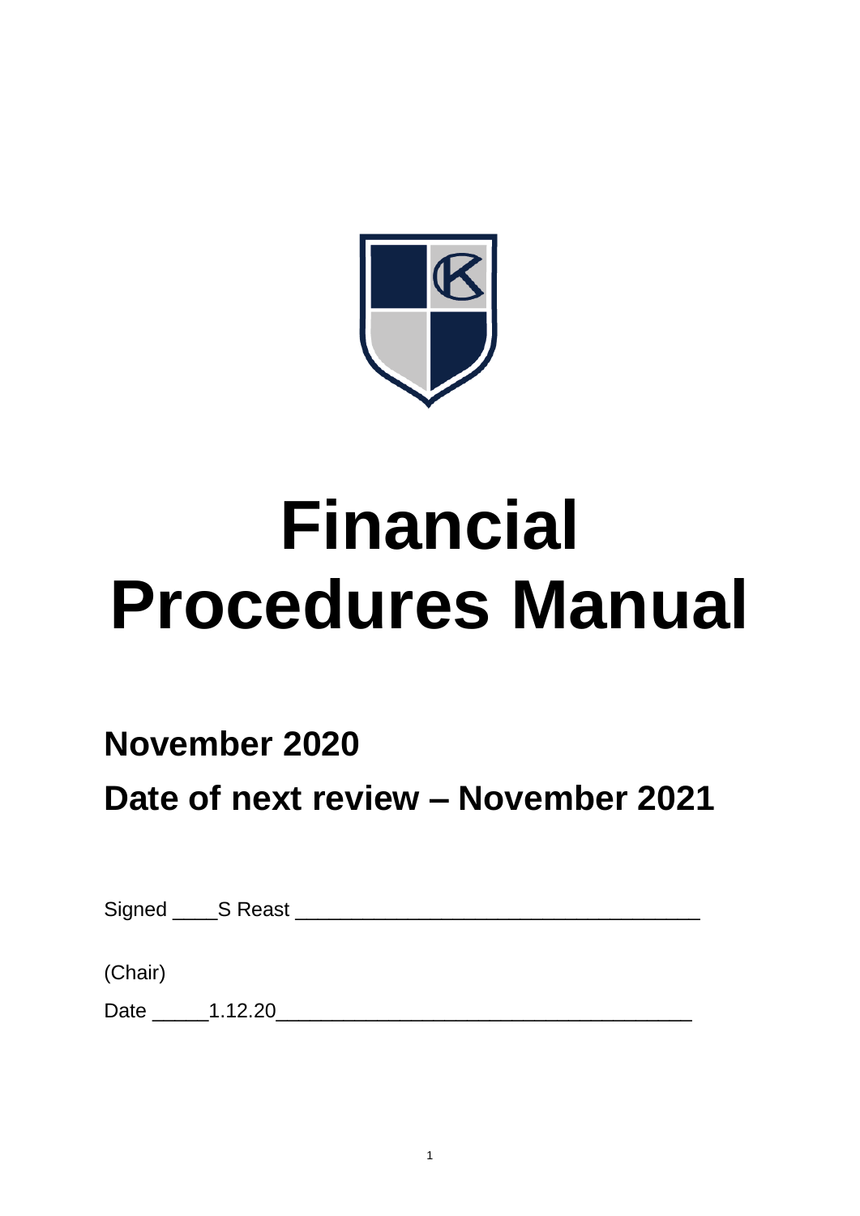# Financial Procedures Manual

## November 2020

## Date of next review – November 2021

Signed \_\_\_\_S Reast \_\_\_\_\_\_\_\_\_\_\_\_\_\_\_\_\_\_\_\_\_\_\_\_\_\_\_\_\_\_\_\_\_\_\_\_

(Chair)

Date \_\_\_\_\_1.12.20\_\_\_\_\_\_\_\_\_\_\_\_\_\_\_\_\_\_\_\_\_\_\_\_\_\_\_\_\_\_\_\_\_\_\_\_\_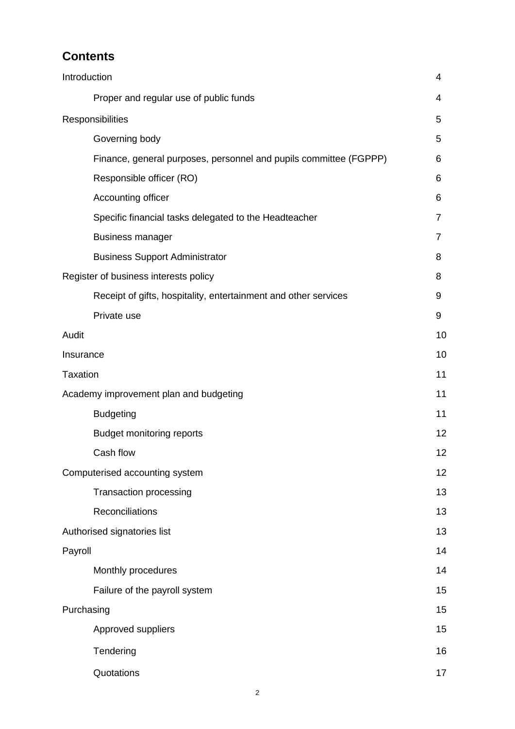## Contents

| | |
|---|---|
| Introduction | 4 |
| &nbsp;&nbsp;&nbsp;&nbsp;Proper and regular use of public funds | 4 |
| Responsibilities | 5 |
| &nbsp;&nbsp;&nbsp;&nbsp;Governing body | 5 |
| &nbsp;&nbsp;&nbsp;&nbsp;Finance, general purposes, personnel and pupils committee (FGPPP) | 6 |
| &nbsp;&nbsp;&nbsp;&nbsp;Responsible officer (RO) | 6 |
| &nbsp;&nbsp;&nbsp;&nbsp;Accounting officer | 6 |
| &nbsp;&nbsp;&nbsp;&nbsp;Specific financial tasks delegated to the Headteacher | 7 |
| &nbsp;&nbsp;&nbsp;&nbsp;Business manager | 7 |
| &nbsp;&nbsp;&nbsp;&nbsp;Business Support Administrator | 8 |
| Register of business interests policy | 8 |
| &nbsp;&nbsp;&nbsp;&nbsp;Receipt of gifts, hospitality, entertainment and other services | 9 |
| &nbsp;&nbsp;&nbsp;&nbsp;Private use | 9 |
| Audit | 10 |
| Insurance | 10 |
| Taxation | 11 |
| Academy improvement plan and budgeting | 11 |
| &nbsp;&nbsp;&nbsp;&nbsp;Budgeting | 11 |
| &nbsp;&nbsp;&nbsp;&nbsp;Budget monitoring reports | 12 |
| &nbsp;&nbsp;&nbsp;&nbsp;Cash flow | 12 |
| Computerised accounting system | 12 |
| &nbsp;&nbsp;&nbsp;&nbsp;Transaction processing | 13 |
| &nbsp;&nbsp;&nbsp;&nbsp;Reconciliations | 13 |
| Authorised signatories list | 13 |
| Payroll | 14 |
| &nbsp;&nbsp;&nbsp;&nbsp;Monthly procedures | 14 |
| &nbsp;&nbsp;&nbsp;&nbsp;Failure of the payroll system | 15 |
| Purchasing | 15 |
| &nbsp;&nbsp;&nbsp;&nbsp;Approved suppliers | 15 |
| &nbsp;&nbsp;&nbsp;&nbsp;Tendering | 16 |
| &nbsp;&nbsp;&nbsp;&nbsp;Quotations | 17 |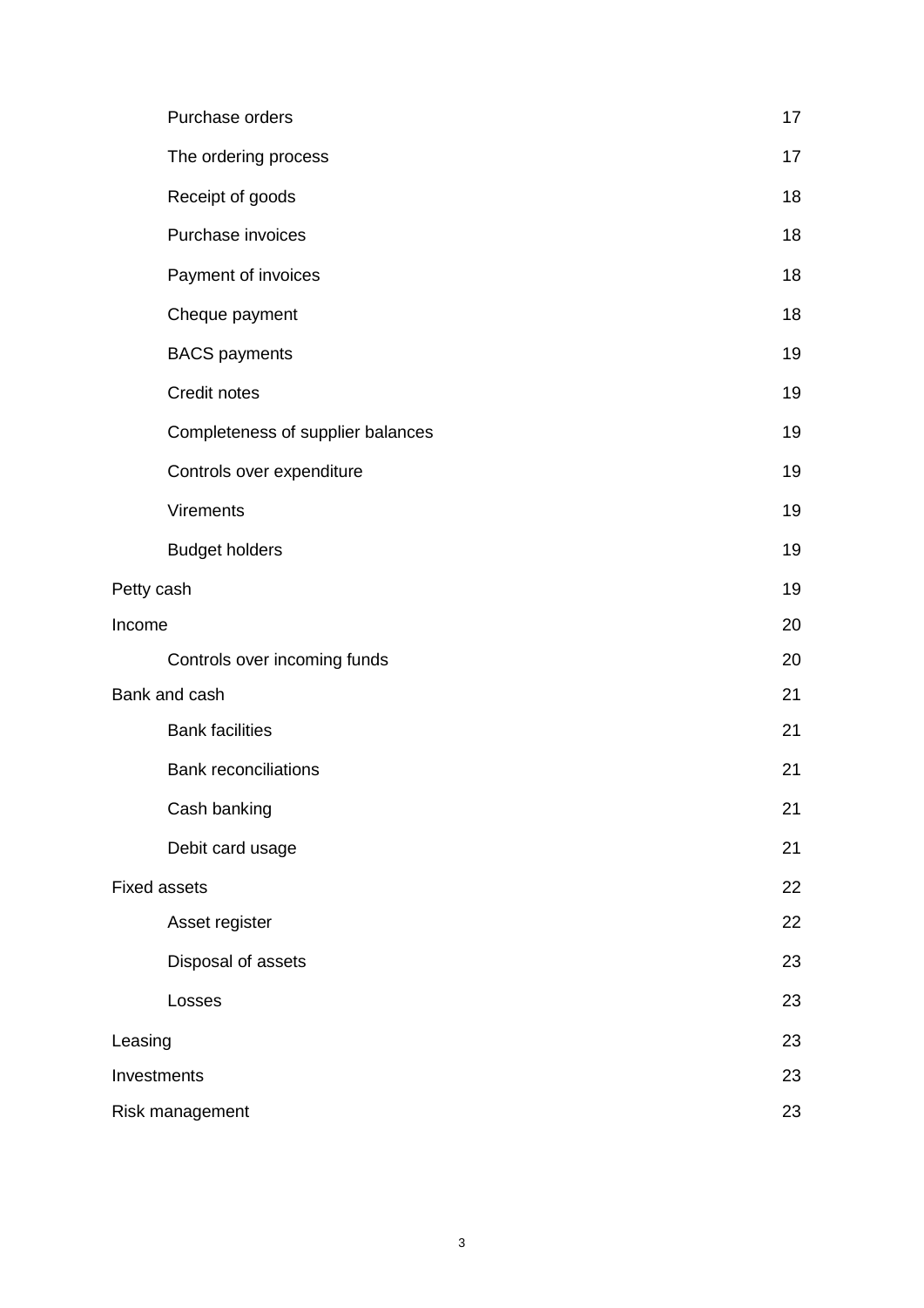| | |
|---|---|
| Purchase orders | 17 |
| The ordering process | 17 |
| Receipt of goods | 18 |
| Purchase invoices | 18 |
| Payment of invoices | 18 |
| Cheque payment | 18 |
| BACS payments | 19 |
| Credit notes | 19 |
| Completeness of supplier balances | 19 |
| Controls over expenditure | 19 |
| Virements | 19 |
| Budget holders | 19 |
| Petty cash | 19 |
| Income | 20 |
| Controls over incoming funds | 20 |
| Bank and cash | 21 |
| Bank facilities | 21 |
| Bank reconciliations | 21 |
| Cash banking | 21 |
| Debit card usage | 21 |
| Fixed assets | 22 |
| Asset register | 22 |
| Disposal of assets | 23 |
| Losses | 23 |
| Leasing | 23 |
| Investments | 23 |
| Risk management | 23 |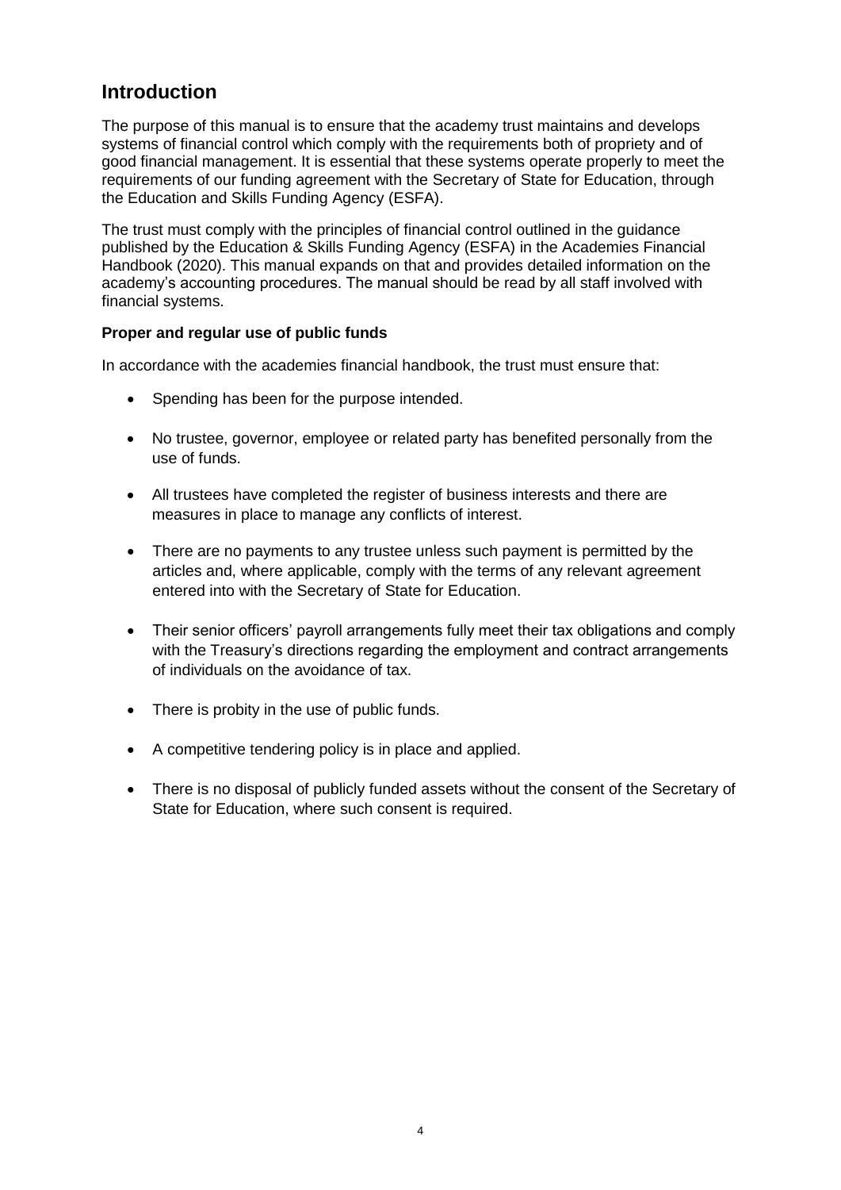## Introduction

The purpose of this manual is to ensure that the academy trust maintains and develops systems of financial control which comply with the requirements both of propriety and of good financial management. It is essential that these systems operate properly to meet the requirements of our funding agreement with the Secretary of State for Education, through the Education and Skills Funding Agency (ESFA).

The trust must comply with the principles of financial control outlined in the guidance published by the Education & Skills Funding Agency (ESFA) in the Academies Financial Handbook (2020). This manual expands on that and provides detailed information on the academy's accounting procedures. The manual should be read by all staff involved with financial systems.

**Proper and regular use of public funds**

In accordance with the academies financial handbook, the trust must ensure that:

- Spending has been for the purpose intended.
- No trustee, governor, employee or related party has benefited personally from the use of funds.
- All trustees have completed the register of business interests and there are measures in place to manage any conflicts of interest.
- There are no payments to any trustee unless such payment is permitted by the articles and, where applicable, comply with the terms of any relevant agreement entered into with the Secretary of State for Education.
- Their senior officers' payroll arrangements fully meet their tax obligations and comply with the Treasury's directions regarding the employment and contract arrangements of individuals on the avoidance of tax.
- There is probity in the use of public funds.
- A competitive tendering policy is in place and applied.
- There is no disposal of publicly funded assets without the consent of the Secretary of State for Education, where such consent is required.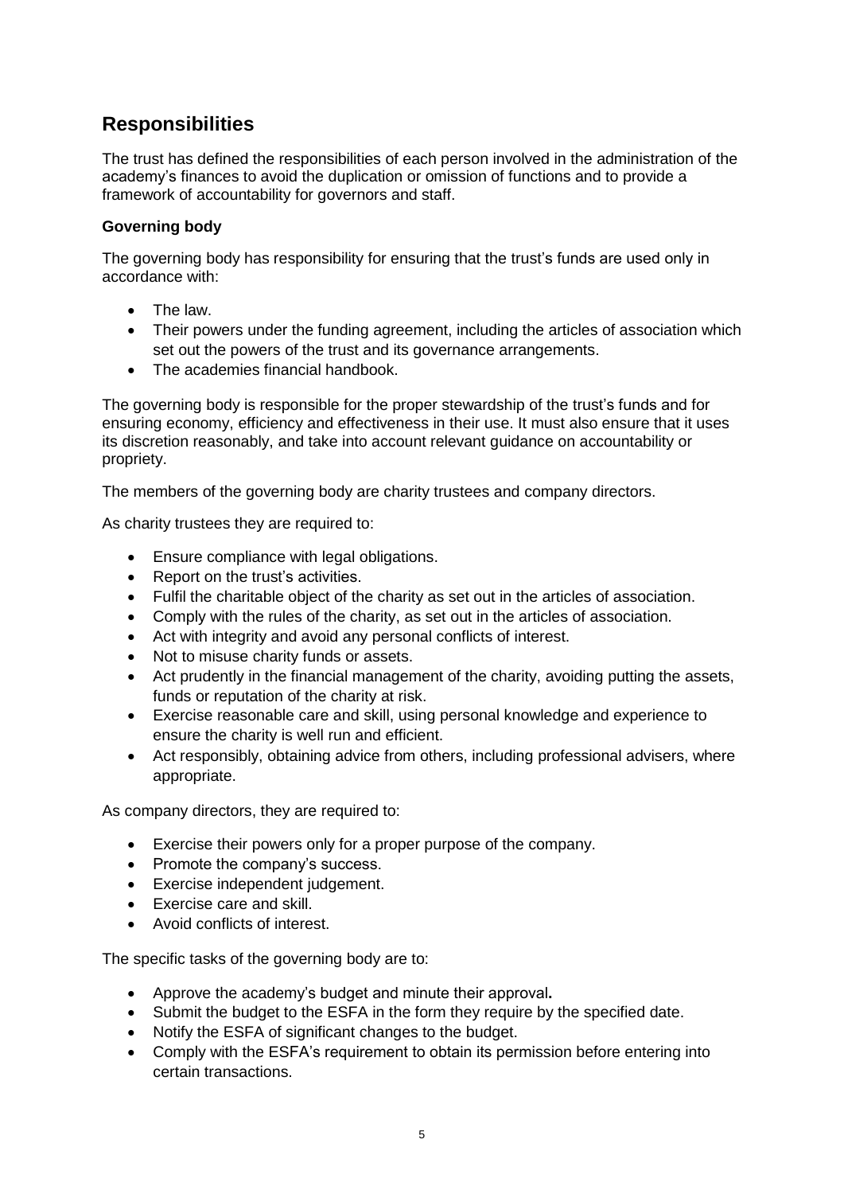## Responsibilities

The trust has defined the responsibilities of each person involved in the administration of the academy's finances to avoid the duplication or omission of functions and to provide a framework of accountability for governors and staff.

**Governing body**

The governing body has responsibility for ensuring that the trust's funds are used only in accordance with:

- The law.
- Their powers under the funding agreement, including the articles of association which set out the powers of the trust and its governance arrangements.
- The academies financial handbook.

The governing body is responsible for the proper stewardship of the trust's funds and for ensuring economy, efficiency and effectiveness in their use. It must also ensure that it uses its discretion reasonably, and take into account relevant guidance on accountability or propriety.

The members of the governing body are charity trustees and company directors.

As charity trustees they are required to:

- Ensure compliance with legal obligations.
- Report on the trust's activities.
- Fulfil the charitable object of the charity as set out in the articles of association.
- Comply with the rules of the charity, as set out in the articles of association.
- Act with integrity and avoid any personal conflicts of interest.
- Not to misuse charity funds or assets.
- Act prudently in the financial management of the charity, avoiding putting the assets, funds or reputation of the charity at risk.
- Exercise reasonable care and skill, using personal knowledge and experience to ensure the charity is well run and efficient.
- Act responsibly, obtaining advice from others, including professional advisers, where appropriate.

As company directors, they are required to:

- Exercise their powers only for a proper purpose of the company.
- Promote the company's success.
- Exercise independent judgement.
- Exercise care and skill.
- Avoid conflicts of interest.

The specific tasks of the governing body are to:

- Approve the academy's budget and minute their approval**.**
- Submit the budget to the ESFA in the form they require by the specified date.
- Notify the ESFA of significant changes to the budget.
- Comply with the ESFA's requirement to obtain its permission before entering into certain transactions.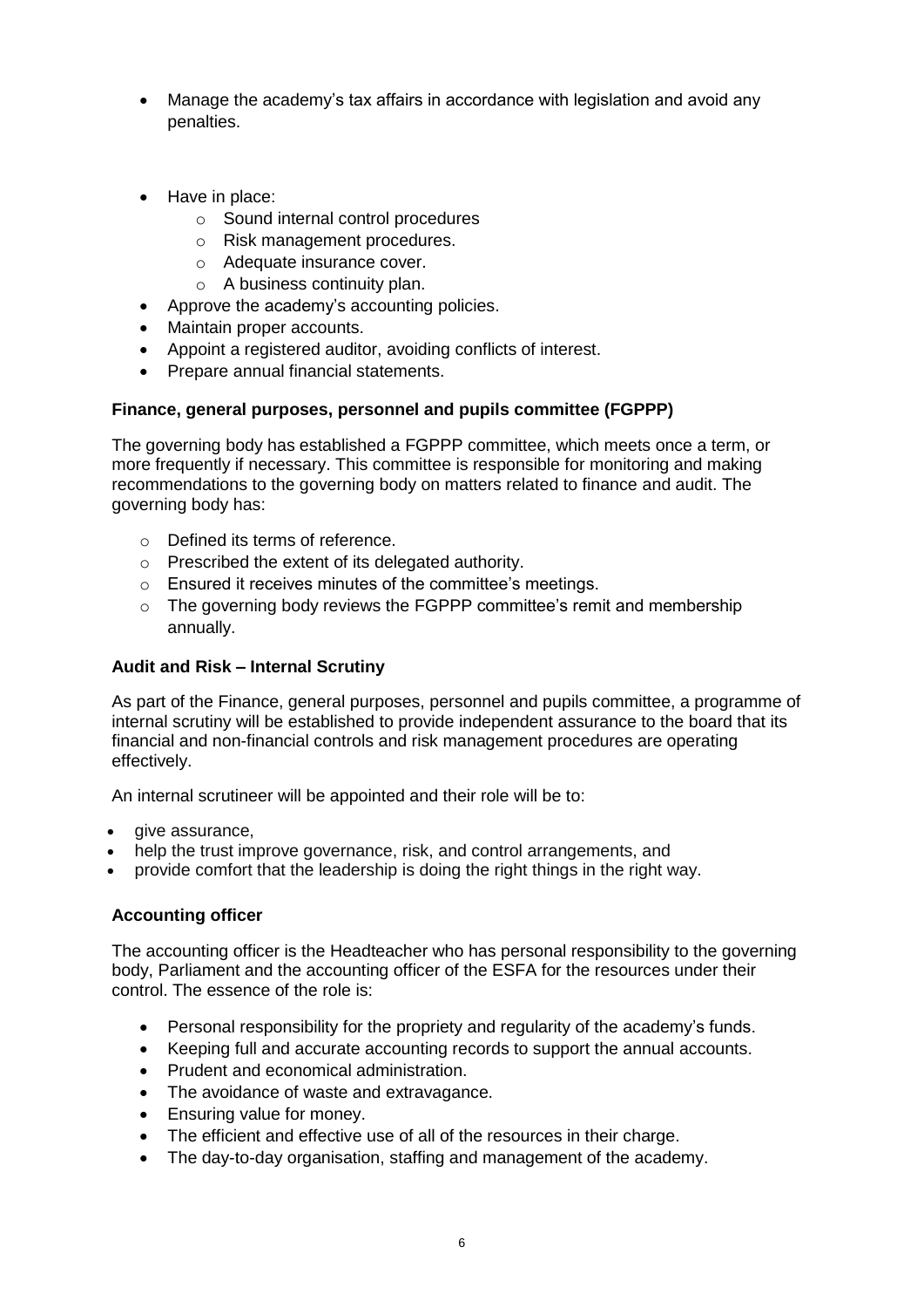- Manage the academy's tax affairs in accordance with legislation and avoid any penalties.

- Have in place:
  - Sound internal control procedures
  - Risk management procedures.
  - Adequate insurance cover.
  - A business continuity plan.
- Approve the academy's accounting policies.
- Maintain proper accounts.
- Appoint a registered auditor, avoiding conflicts of interest.
- Prepare annual financial statements.

**Finance, general purposes, personnel and pupils committee (FGPPP)**

The governing body has established a FGPPP committee, which meets once a term, or more frequently if necessary. This committee is responsible for monitoring and making recommendations to the governing body on matters related to finance and audit. The governing body has:

- Defined its terms of reference.
- Prescribed the extent of its delegated authority.
- Ensured it receives minutes of the committee's meetings.
- The governing body reviews the FGPPP committee's remit and membership annually.

**Audit and Risk – Internal Scrutiny**

As part of the Finance, general purposes, personnel and pupils committee, a programme of internal scrutiny will be established to provide independent assurance to the board that its financial and non-financial controls and risk management procedures are operating effectively.

An internal scrutineer will be appointed and their role will be to:

- give assurance,
- help the trust improve governance, risk, and control arrangements, and
- provide comfort that the leadership is doing the right things in the right way.

**Accounting officer**

The accounting officer is the Headteacher who has personal responsibility to the governing body, Parliament and the accounting officer of the ESFA for the resources under their control. The essence of the role is:

- Personal responsibility for the propriety and regularity of the academy's funds.
- Keeping full and accurate accounting records to support the annual accounts.
- Prudent and economical administration.
- The avoidance of waste and extravagance.
- Ensuring value for money.
- The efficient and effective use of all of the resources in their charge.
- The day-to-day organisation, staffing and management of the academy.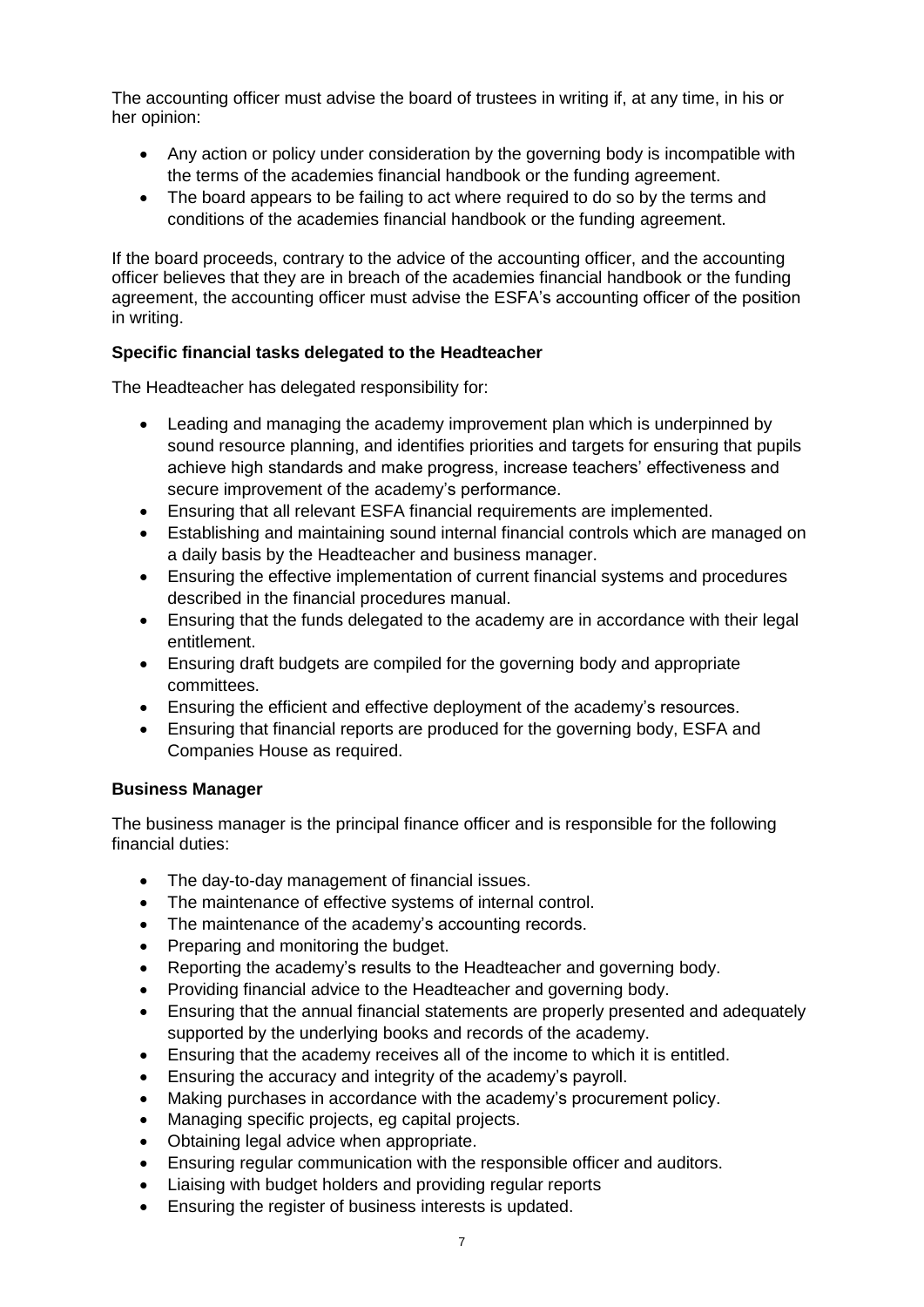The accounting officer must advise the board of trustees in writing if, at any time, in his or her opinion:

- Any action or policy under consideration by the governing body is incompatible with the terms of the academies financial handbook or the funding agreement.
- The board appears to be failing to act where required to do so by the terms and conditions of the academies financial handbook or the funding agreement.

If the board proceeds, contrary to the advice of the accounting officer, and the accounting officer believes that they are in breach of the academies financial handbook or the funding agreement, the accounting officer must advise the ESFA's accounting officer of the position in writing.

**Specific financial tasks delegated to the Headteacher**

The Headteacher has delegated responsibility for:

- Leading and managing the academy improvement plan which is underpinned by sound resource planning, and identifies priorities and targets for ensuring that pupils achieve high standards and make progress, increase teachers' effectiveness and secure improvement of the academy's performance.
- Ensuring that all relevant ESFA financial requirements are implemented.
- Establishing and maintaining sound internal financial controls which are managed on a daily basis by the Headteacher and business manager.
- Ensuring the effective implementation of current financial systems and procedures described in the financial procedures manual.
- Ensuring that the funds delegated to the academy are in accordance with their legal entitlement.
- Ensuring draft budgets are compiled for the governing body and appropriate committees.
- Ensuring the efficient and effective deployment of the academy's resources.
- Ensuring that financial reports are produced for the governing body, ESFA and Companies House as required.

**Business Manager**

The business manager is the principal finance officer and is responsible for the following financial duties:

- The day-to-day management of financial issues.
- The maintenance of effective systems of internal control.
- The maintenance of the academy's accounting records.
- Preparing and monitoring the budget.
- Reporting the academy's results to the Headteacher and governing body.
- Providing financial advice to the Headteacher and governing body.
- Ensuring that the annual financial statements are properly presented and adequately supported by the underlying books and records of the academy.
- Ensuring that the academy receives all of the income to which it is entitled.
- Ensuring the accuracy and integrity of the academy's payroll.
- Making purchases in accordance with the academy's procurement policy.
- Managing specific projects, eg capital projects.
- Obtaining legal advice when appropriate.
- Ensuring regular communication with the responsible officer and auditors.
- Liaising with budget holders and providing regular reports
- Ensuring the register of business interests is updated.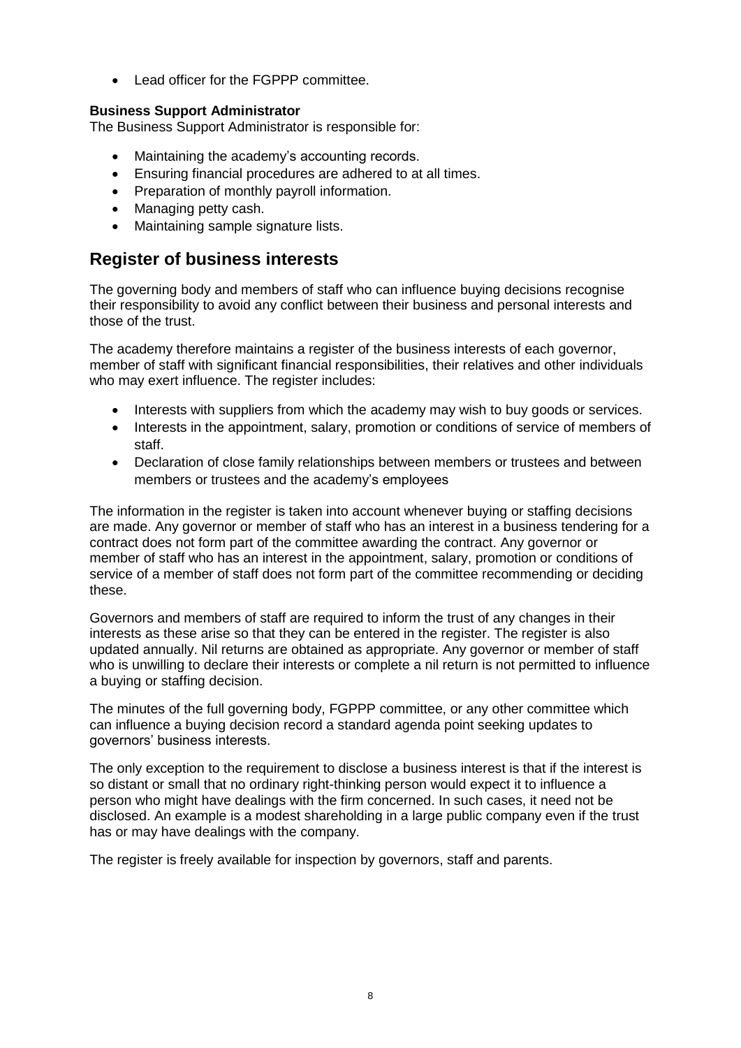- Lead officer for the FGPPP committee.

**Business Support Administrator**

The Business Support Administrator is responsible for:

- Maintaining the academy's accounting records.
- Ensuring financial procedures are adhered to at all times.
- Preparation of monthly payroll information.
- Managing petty cash.
- Maintaining sample signature lists.

## Register of business interests

The governing body and members of staff who can influence buying decisions recognise their responsibility to avoid any conflict between their business and personal interests and those of the trust.

The academy therefore maintains a register of the business interests of each governor, member of staff with significant financial responsibilities, their relatives and other individuals who may exert influence. The register includes:

- Interests with suppliers from which the academy may wish to buy goods or services.
- Interests in the appointment, salary, promotion or conditions of service of members of staff.
- Declaration of close family relationships between members or trustees and between members or trustees and the academy's employees

The information in the register is taken into account whenever buying or staffing decisions are made. Any governor or member of staff who has an interest in a business tendering for a contract does not form part of the committee awarding the contract. Any governor or member of staff who has an interest in the appointment, salary, promotion or conditions of service of a member of staff does not form part of the committee recommending or deciding these.

Governors and members of staff are required to inform the trust of any changes in their interests as these arise so that they can be entered in the register. The register is also updated annually. Nil returns are obtained as appropriate. Any governor or member of staff who is unwilling to declare their interests or complete a nil return is not permitted to influence a buying or staffing decision.

The minutes of the full governing body, FGPPP committee, or any other committee which can influence a buying decision record a standard agenda point seeking updates to governors' business interests.

The only exception to the requirement to disclose a business interest is that if the interest is so distant or small that no ordinary right-thinking person would expect it to influence a person who might have dealings with the firm concerned. In such cases, it need not be disclosed. An example is a modest shareholding in a large public company even if the trust has or may have dealings with the company.

The register is freely available for inspection by governors, staff and parents.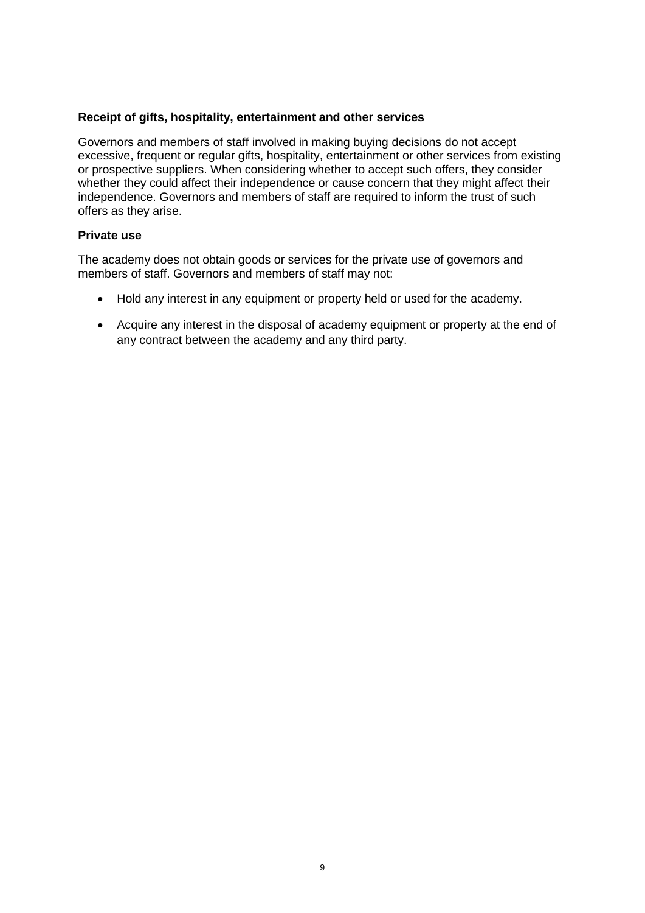### Receipt of gifts, hospitality, entertainment and other services

Governors and members of staff involved in making buying decisions do not accept excessive, frequent or regular gifts, hospitality, entertainment or other services from existing or prospective suppliers. When considering whether to accept such offers, they consider whether they could affect their independence or cause concern that they might affect their independence. Governors and members of staff are required to inform the trust of such offers as they arise.

### Private use

The academy does not obtain goods or services for the private use of governors and members of staff. Governors and members of staff may not:

- Hold any interest in any equipment or property held or used for the academy.
- Acquire any interest in the disposal of academy equipment or property at the end of any contract between the academy and any third party.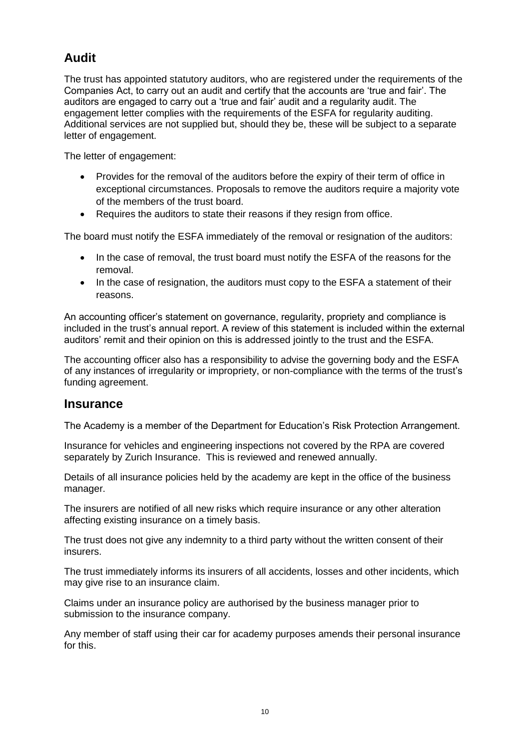## Audit

The trust has appointed statutory auditors, who are registered under the requirements of the Companies Act, to carry out an audit and certify that the accounts are 'true and fair'. The auditors are engaged to carry out a 'true and fair' audit and a regularity audit. The engagement letter complies with the requirements of the ESFA for regularity auditing. Additional services are not supplied but, should they be, these will be subject to a separate letter of engagement.

The letter of engagement:

- Provides for the removal of the auditors before the expiry of their term of office in exceptional circumstances. Proposals to remove the auditors require a majority vote of the members of the trust board.
- Requires the auditors to state their reasons if they resign from office.

The board must notify the ESFA immediately of the removal or resignation of the auditors:

- In the case of removal, the trust board must notify the ESFA of the reasons for the removal.
- In the case of resignation, the auditors must copy to the ESFA a statement of their reasons.

An accounting officer's statement on governance, regularity, propriety and compliance is included in the trust's annual report. A review of this statement is included within the external auditors' remit and their opinion on this is addressed jointly to the trust and the ESFA.

The accounting officer also has a responsibility to advise the governing body and the ESFA of any instances of irregularity or impropriety, or non-compliance with the terms of the trust's funding agreement.

## Insurance

The Academy is a member of the Department for Education's Risk Protection Arrangement.

Insurance for vehicles and engineering inspections not covered by the RPA are covered separately by Zurich Insurance. This is reviewed and renewed annually.

Details of all insurance policies held by the academy are kept in the office of the business manager.

The insurers are notified of all new risks which require insurance or any other alteration affecting existing insurance on a timely basis.

The trust does not give any indemnity to a third party without the written consent of their insurers.

The trust immediately informs its insurers of all accidents, losses and other incidents, which may give rise to an insurance claim.

Claims under an insurance policy are authorised by the business manager prior to submission to the insurance company.

Any member of staff using their car for academy purposes amends their personal insurance for this.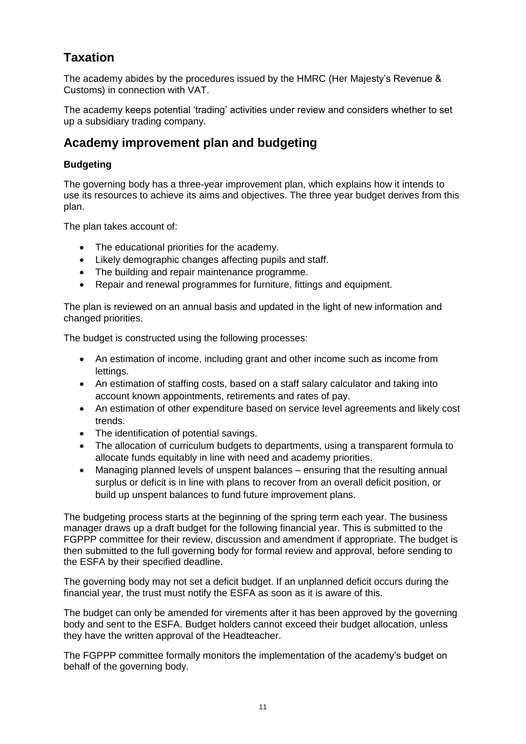## Taxation

The academy abides by the procedures issued by the HMRC (Her Majesty's Revenue & Customs) in connection with VAT.

The academy keeps potential 'trading' activities under review and considers whether to set up a subsidiary trading company.

## Academy improvement plan and budgeting

### Budgeting

The governing body has a three-year improvement plan, which explains how it intends to use its resources to achieve its aims and objectives. The three year budget derives from this plan.

The plan takes account of:

- The educational priorities for the academy.
- Likely demographic changes affecting pupils and staff.
- The building and repair maintenance programme.
- Repair and renewal programmes for furniture, fittings and equipment.

The plan is reviewed on an annual basis and updated in the light of new information and changed priorities.

The budget is constructed using the following processes:

- An estimation of income, including grant and other income such as income from lettings.
- An estimation of staffing costs, based on a staff salary calculator and taking into account known appointments, retirements and rates of pay.
- An estimation of other expenditure based on service level agreements and likely cost trends.
- The identification of potential savings.
- The allocation of curriculum budgets to departments, using a transparent formula to allocate funds equitably in line with need and academy priorities.
- Managing planned levels of unspent balances – ensuring that the resulting annual surplus or deficit is in line with plans to recover from an overall deficit position, or build up unspent balances to fund future improvement plans.

The budgeting process starts at the beginning of the spring term each year. The business manager draws up a draft budget for the following financial year. This is submitted to the FGPPP committee for their review, discussion and amendment if appropriate. The budget is then submitted to the full governing body for formal review and approval, before sending to the ESFA by their specified deadline.

The governing body may not set a deficit budget. If an unplanned deficit occurs during the financial year, the trust must notify the ESFA as soon as it is aware of this.

The budget can only be amended for virements after it has been approved by the governing body and sent to the ESFA. Budget holders cannot exceed their budget allocation, unless they have the written approval of the Headteacher.

The FGPPP committee formally monitors the implementation of the academy's budget on behalf of the governing body.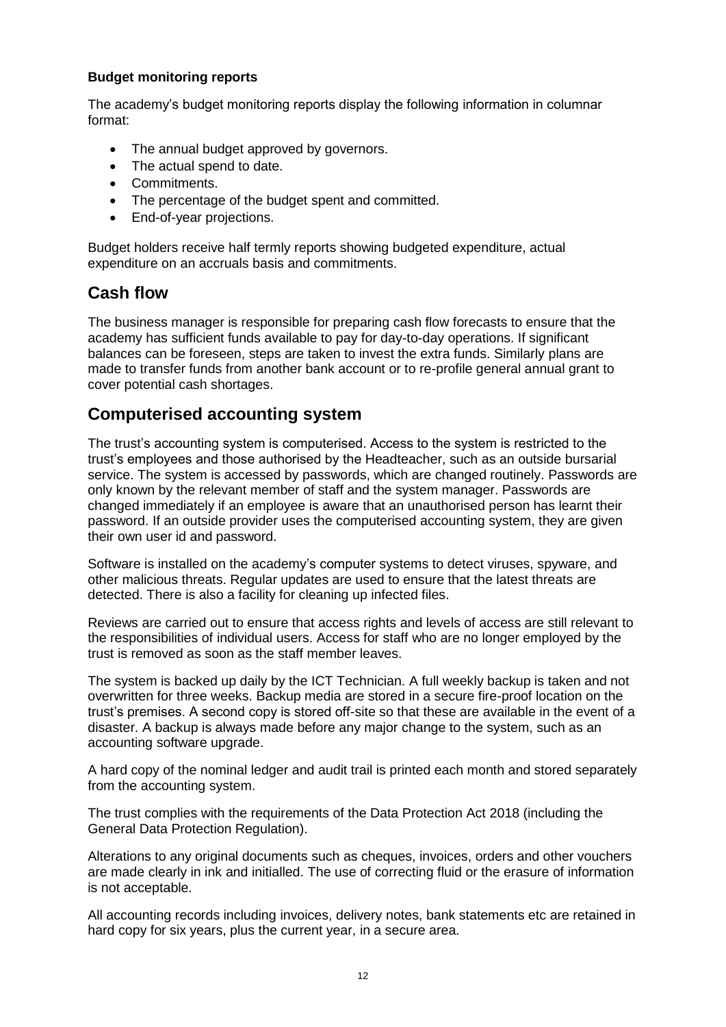**Budget monitoring reports**

The academy's budget monitoring reports display the following information in columnar format:

- The annual budget approved by governors.
- The actual spend to date.
- Commitments.
- The percentage of the budget spent and committed.
- End-of-year projections.

Budget holders receive half termly reports showing budgeted expenditure, actual expenditure on an accruals basis and commitments.

## Cash flow

The business manager is responsible for preparing cash flow forecasts to ensure that the academy has sufficient funds available to pay for day-to-day operations. If significant balances can be foreseen, steps are taken to invest the extra funds. Similarly plans are made to transfer funds from another bank account or to re-profile general annual grant to cover potential cash shortages.

## Computerised accounting system

The trust's accounting system is computerised. Access to the system is restricted to the trust's employees and those authorised by the Headteacher, such as an outside bursarial service. The system is accessed by passwords, which are changed routinely. Passwords are only known by the relevant member of staff and the system manager. Passwords are changed immediately if an employee is aware that an unauthorised person has learnt their password. If an outside provider uses the computerised accounting system, they are given their own user id and password.

Software is installed on the academy's computer systems to detect viruses, spyware, and other malicious threats. Regular updates are used to ensure that the latest threats are detected. There is also a facility for cleaning up infected files.

Reviews are carried out to ensure that access rights and levels of access are still relevant to the responsibilities of individual users. Access for staff who are no longer employed by the trust is removed as soon as the staff member leaves.

The system is backed up daily by the ICT Technician. A full weekly backup is taken and not overwritten for three weeks. Backup media are stored in a secure fire-proof location on the trust's premises. A second copy is stored off-site so that these are available in the event of a disaster. A backup is always made before any major change to the system, such as an accounting software upgrade.

A hard copy of the nominal ledger and audit trail is printed each month and stored separately from the accounting system.

The trust complies with the requirements of the Data Protection Act 2018 (including the General Data Protection Regulation).

Alterations to any original documents such as cheques, invoices, orders and other vouchers are made clearly in ink and initialled. The use of correcting fluid or the erasure of information is not acceptable.

All accounting records including invoices, delivery notes, bank statements etc are retained in hard copy for six years, plus the current year, in a secure area.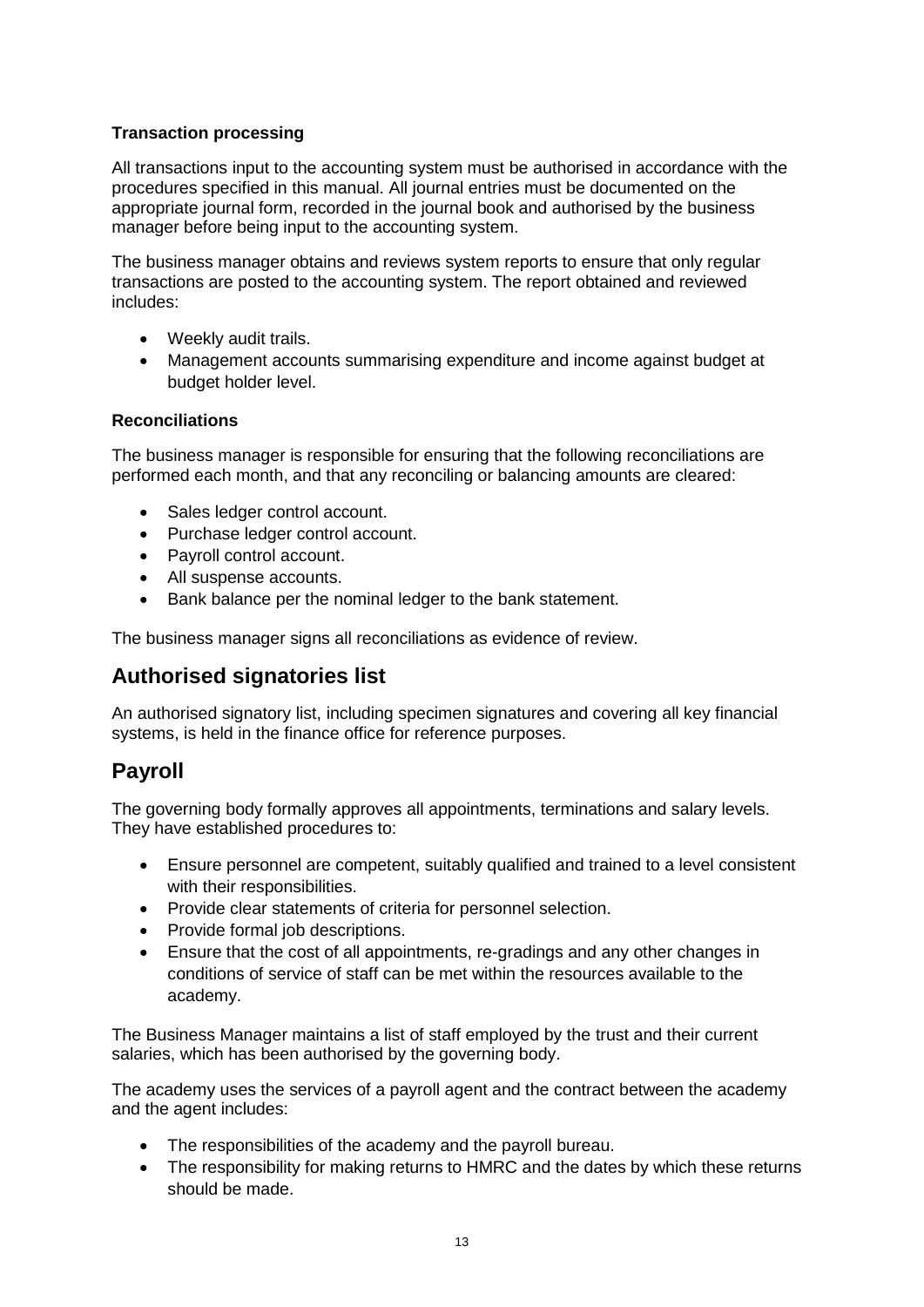**Transaction processing**

All transactions input to the accounting system must be authorised in accordance with the procedures specified in this manual. All journal entries must be documented on the appropriate journal form, recorded in the journal book and authorised by the business manager before being input to the accounting system.

The business manager obtains and reviews system reports to ensure that only regular transactions are posted to the accounting system. The report obtained and reviewed includes:

- Weekly audit trails.
- Management accounts summarising expenditure and income against budget at budget holder level.

**Reconciliations**

The business manager is responsible for ensuring that the following reconciliations are performed each month, and that any reconciling or balancing amounts are cleared:

- Sales ledger control account.
- Purchase ledger control account.
- Payroll control account.
- All suspense accounts.
- Bank balance per the nominal ledger to the bank statement.

The business manager signs all reconciliations as evidence of review.

## Authorised signatories list

An authorised signatory list, including specimen signatures and covering all key financial systems, is held in the finance office for reference purposes.

## Payroll

The governing body formally approves all appointments, terminations and salary levels. They have established procedures to:

- Ensure personnel are competent, suitably qualified and trained to a level consistent with their responsibilities.
- Provide clear statements of criteria for personnel selection.
- Provide formal job descriptions.
- Ensure that the cost of all appointments, re-gradings and any other changes in conditions of service of staff can be met within the resources available to the academy.

The Business Manager maintains a list of staff employed by the trust and their current salaries, which has been authorised by the governing body.

The academy uses the services of a payroll agent and the contract between the academy and the agent includes:

- The responsibilities of the academy and the payroll bureau.
- The responsibility for making returns to HMRC and the dates by which these returns should be made.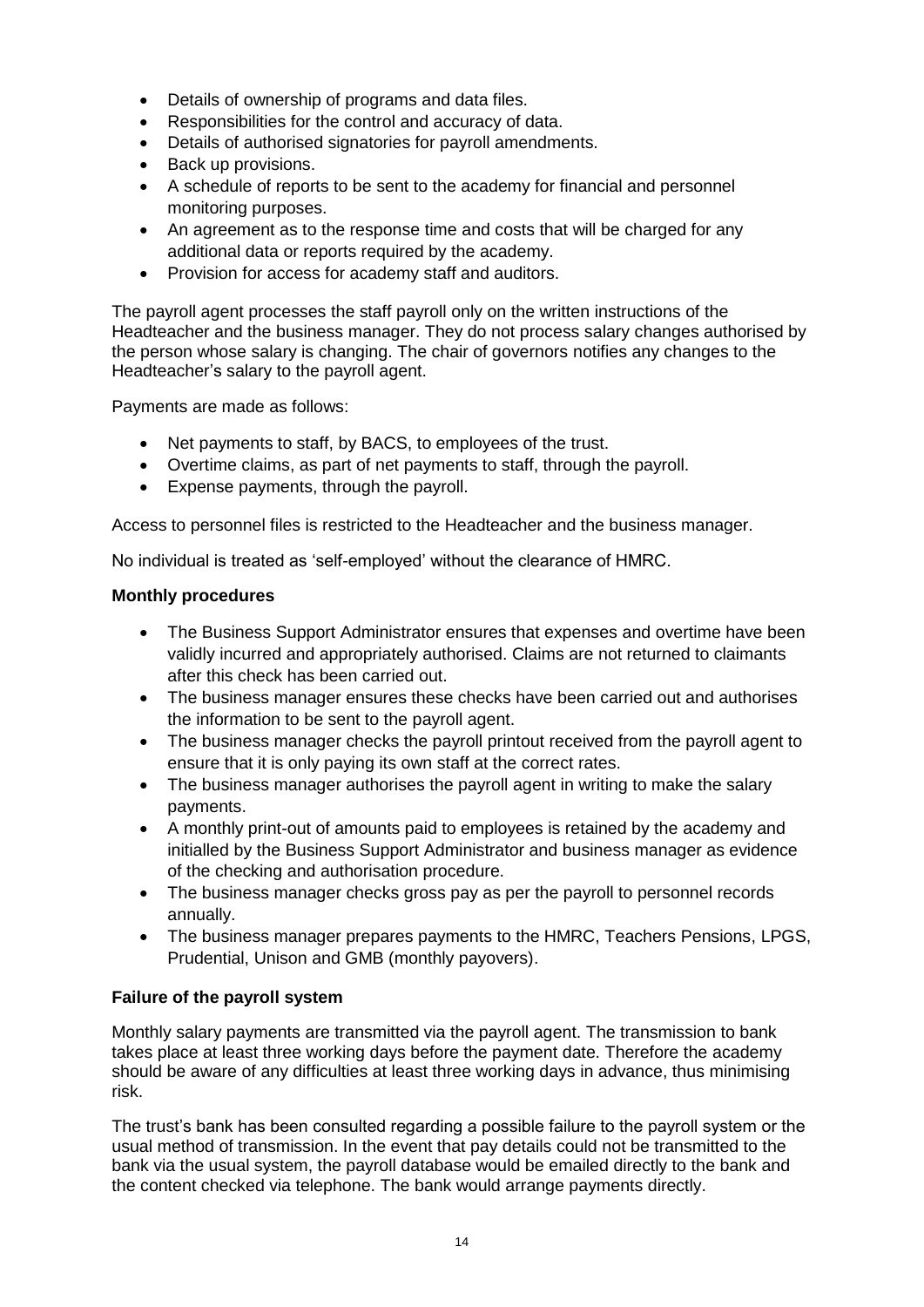- Details of ownership of programs and data files.
- Responsibilities for the control and accuracy of data.
- Details of authorised signatories for payroll amendments.
- Back up provisions.
- A schedule of reports to be sent to the academy for financial and personnel monitoring purposes.
- An agreement as to the response time and costs that will be charged for any additional data or reports required by the academy.
- Provision for access for academy staff and auditors.

The payroll agent processes the staff payroll only on the written instructions of the Headteacher and the business manager. They do not process salary changes authorised by the person whose salary is changing. The chair of governors notifies any changes to the Headteacher's salary to the payroll agent.

Payments are made as follows:

- Net payments to staff, by BACS, to employees of the trust.
- Overtime claims, as part of net payments to staff, through the payroll.
- Expense payments, through the payroll.

Access to personnel files is restricted to the Headteacher and the business manager.

No individual is treated as 'self-employed' without the clearance of HMRC.

**Monthly procedures**

- The Business Support Administrator ensures that expenses and overtime have been validly incurred and appropriately authorised. Claims are not returned to claimants after this check has been carried out.
- The business manager ensures these checks have been carried out and authorises the information to be sent to the payroll agent.
- The business manager checks the payroll printout received from the payroll agent to ensure that it is only paying its own staff at the correct rates.
- The business manager authorises the payroll agent in writing to make the salary payments.
- A monthly print-out of amounts paid to employees is retained by the academy and initialled by the Business Support Administrator and business manager as evidence of the checking and authorisation procedure.
- The business manager checks gross pay as per the payroll to personnel records annually.
- The business manager prepares payments to the HMRC, Teachers Pensions, LPGS, Prudential, Unison and GMB (monthly payovers).

**Failure of the payroll system**

Monthly salary payments are transmitted via the payroll agent. The transmission to bank takes place at least three working days before the payment date. Therefore the academy should be aware of any difficulties at least three working days in advance, thus minimising risk.

The trust's bank has been consulted regarding a possible failure to the payroll system or the usual method of transmission. In the event that pay details could not be transmitted to the bank via the usual system, the payroll database would be emailed directly to the bank and the content checked via telephone. The bank would arrange payments directly.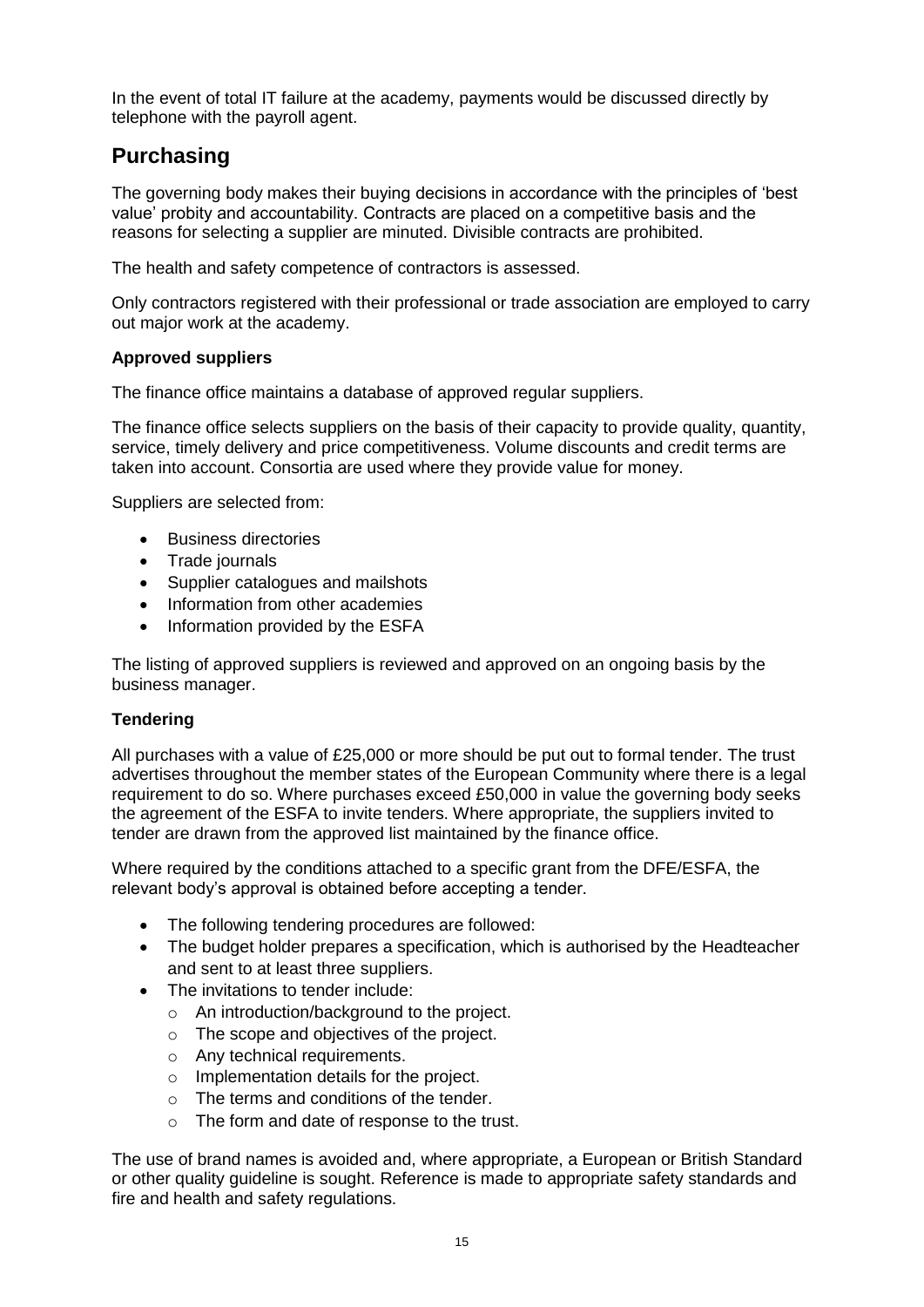In the event of total IT failure at the academy, payments would be discussed directly by telephone with the payroll agent.

## Purchasing

The governing body makes their buying decisions in accordance with the principles of 'best value' probity and accountability. Contracts are placed on a competitive basis and the reasons for selecting a supplier are minuted. Divisible contracts are prohibited.

The health and safety competence of contractors is assessed.

Only contractors registered with their professional or trade association are employed to carry out major work at the academy.

**Approved suppliers**

The finance office maintains a database of approved regular suppliers.

The finance office selects suppliers on the basis of their capacity to provide quality, quantity, service, timely delivery and price competitiveness. Volume discounts and credit terms are taken into account. Consortia are used where they provide value for money.

Suppliers are selected from:

- Business directories
- Trade journals
- Supplier catalogues and mailshots
- Information from other academies
- Information provided by the ESFA

The listing of approved suppliers is reviewed and approved on an ongoing basis by the business manager.

**Tendering**

All purchases with a value of £25,000 or more should be put out to formal tender. The trust advertises throughout the member states of the European Community where there is a legal requirement to do so. Where purchases exceed £50,000 in value the governing body seeks the agreement of the ESFA to invite tenders. Where appropriate, the suppliers invited to tender are drawn from the approved list maintained by the finance office.

Where required by the conditions attached to a specific grant from the DFE/ESFA, the relevant body's approval is obtained before accepting a tender.

- The following tendering procedures are followed:
- The budget holder prepares a specification, which is authorised by the Headteacher and sent to at least three suppliers.
- The invitations to tender include:
  - An introduction/background to the project.
  - The scope and objectives of the project.
  - Any technical requirements.
  - Implementation details for the project.
  - The terms and conditions of the tender.
  - The form and date of response to the trust.

The use of brand names is avoided and, where appropriate, a European or British Standard or other quality guideline is sought. Reference is made to appropriate safety standards and fire and health and safety regulations.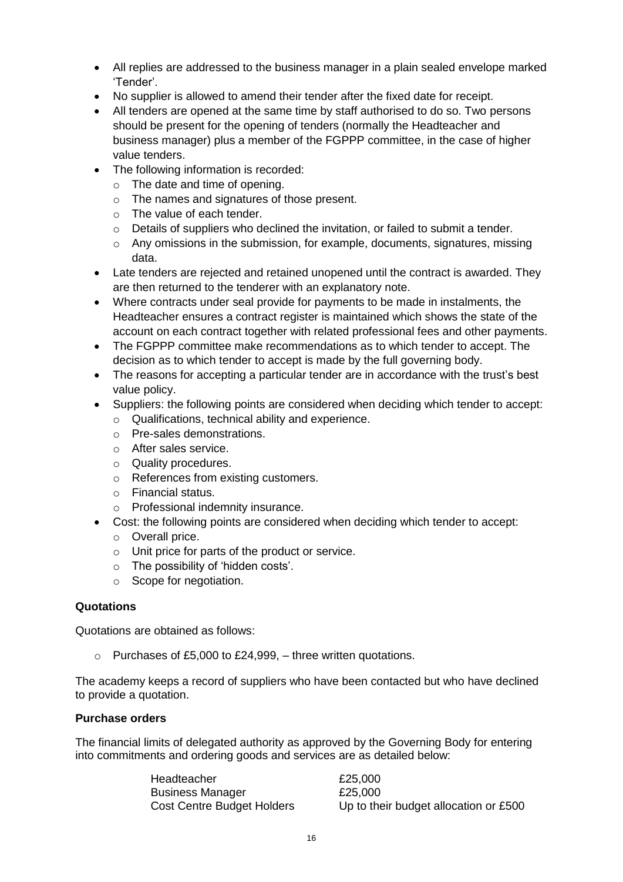- All replies are addressed to the business manager in a plain sealed envelope marked 'Tender'.
- No supplier is allowed to amend their tender after the fixed date for receipt.
- All tenders are opened at the same time by staff authorised to do so. Two persons should be present for the opening of tenders (normally the Headteacher and business manager) plus a member of the FGPPP committee, in the case of higher value tenders.
- The following information is recorded:
  - The date and time of opening.
  - The names and signatures of those present.
  - The value of each tender.
  - Details of suppliers who declined the invitation, or failed to submit a tender.
  - Any omissions in the submission, for example, documents, signatures, missing data.
- Late tenders are rejected and retained unopened until the contract is awarded. They are then returned to the tenderer with an explanatory note.
- Where contracts under seal provide for payments to be made in instalments, the Headteacher ensures a contract register is maintained which shows the state of the account on each contract together with related professional fees and other payments.
- The FGPPP committee make recommendations as to which tender to accept. The decision as to which tender to accept is made by the full governing body.
- The reasons for accepting a particular tender are in accordance with the trust's best value policy.
- Suppliers: the following points are considered when deciding which tender to accept:
  - Qualifications, technical ability and experience.
  - Pre-sales demonstrations.
  - After sales service.
  - Quality procedures.
  - References from existing customers.
  - Financial status.
  - Professional indemnity insurance.
- Cost: the following points are considered when deciding which tender to accept:
  - Overall price.
  - Unit price for parts of the product or service.
  - The possibility of 'hidden costs'.
  - Scope for negotiation.

**Quotations**

Quotations are obtained as follows:

- Purchases of £5,000 to £24,999, – three written quotations.

The academy keeps a record of suppliers who have been contacted but who have declined to provide a quotation.

**Purchase orders**

The financial limits of delegated authority as approved by the Governing Body for entering into commitments and ordering goods and services are as detailed below:

| | |
|---|---|
| Headteacher | £25,000 |
| Business Manager | £25,000 |
| Cost Centre Budget Holders | Up to their budget allocation or £500 |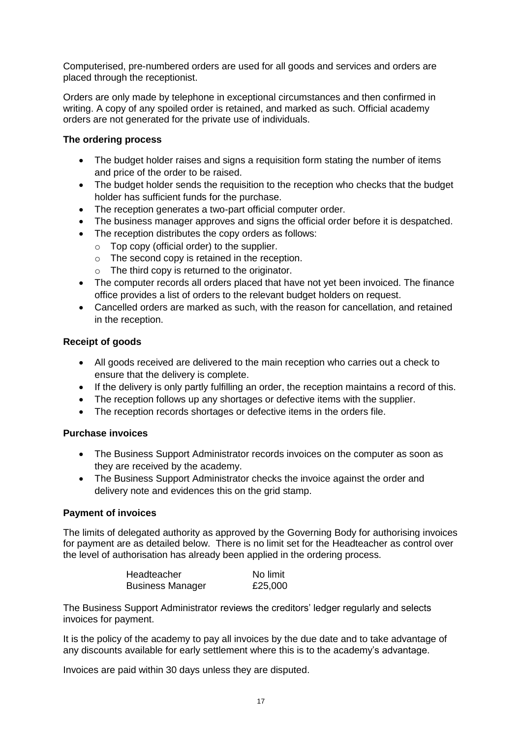Computerised, pre-numbered orders are used for all goods and services and orders are placed through the receptionist.

Orders are only made by telephone in exceptional circumstances and then confirmed in writing. A copy of any spoiled order is retained, and marked as such. Official academy orders are not generated for the private use of individuals.

**The ordering process**

- The budget holder raises and signs a requisition form stating the number of items and price of the order to be raised.
- The budget holder sends the requisition to the reception who checks that the budget holder has sufficient funds for the purchase.
- The reception generates a two-part official computer order.
- The business manager approves and signs the official order before it is despatched.
- The reception distributes the copy orders as follows:
  - Top copy (official order) to the supplier.
  - The second copy is retained in the reception.
  - The third copy is returned to the originator.
- The computer records all orders placed that have not yet been invoiced. The finance office provides a list of orders to the relevant budget holders on request.
- Cancelled orders are marked as such, with the reason for cancellation, and retained in the reception.

**Receipt of goods**

- All goods received are delivered to the main reception who carries out a check to ensure that the delivery is complete.
- If the delivery is only partly fulfilling an order, the reception maintains a record of this.
- The reception follows up any shortages or defective items with the supplier.
- The reception records shortages or defective items in the orders file.

**Purchase invoices**

- The Business Support Administrator records invoices on the computer as soon as they are received by the academy.
- The Business Support Administrator checks the invoice against the order and delivery note and evidences this on the grid stamp.

**Payment of invoices**

The limits of delegated authority as approved by the Governing Body for authorising invoices for payment are as detailed below. There is no limit set for the Headteacher as control over the level of authorisation has already been applied in the ordering process.

| | |
|---|---|
| Headteacher | No limit |
| Business Manager | £25,000 |

The Business Support Administrator reviews the creditors' ledger regularly and selects invoices for payment.

It is the policy of the academy to pay all invoices by the due date and to take advantage of any discounts available for early settlement where this is to the academy's advantage.

Invoices are paid within 30 days unless they are disputed.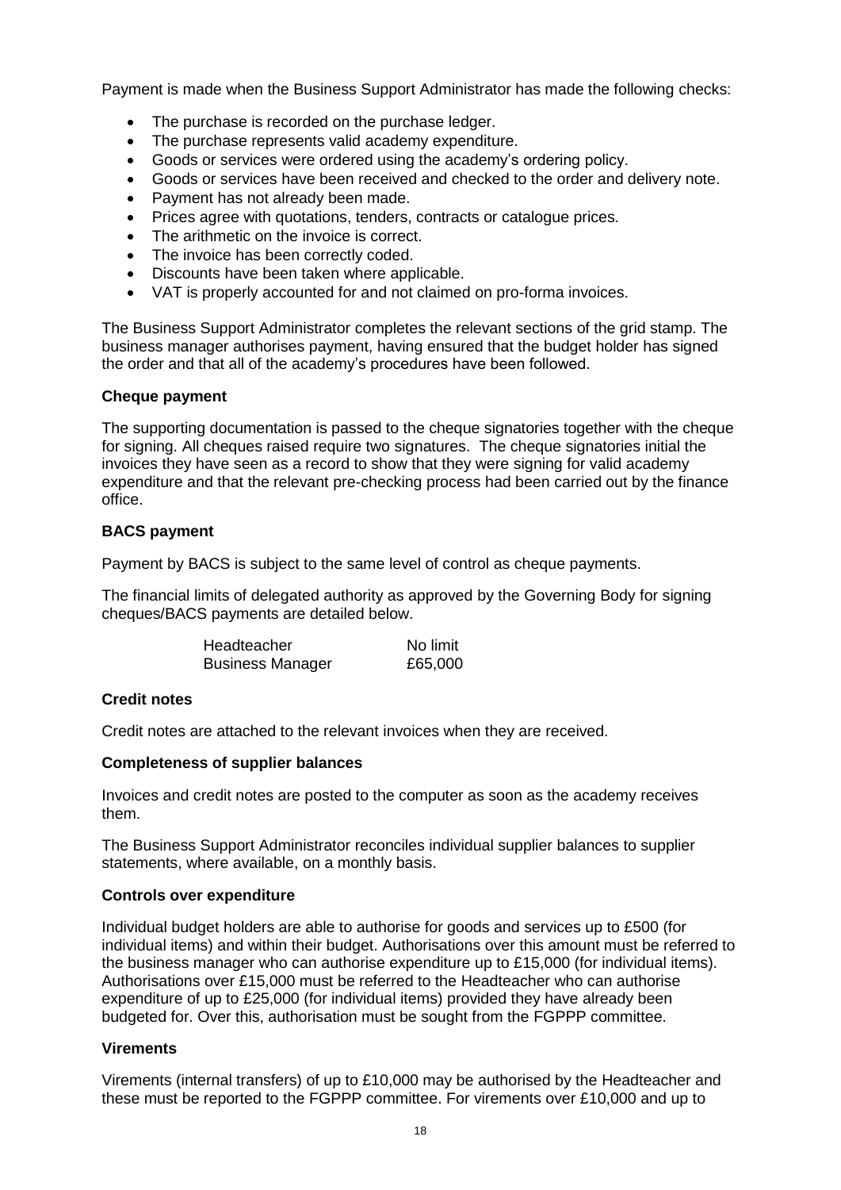Payment is made when the Business Support Administrator has made the following checks:

- The purchase is recorded on the purchase ledger.
- The purchase represents valid academy expenditure.
- Goods or services were ordered using the academy's ordering policy.
- Goods or services have been received and checked to the order and delivery note.
- Payment has not already been made.
- Prices agree with quotations, tenders, contracts or catalogue prices.
- The arithmetic on the invoice is correct.
- The invoice has been correctly coded.
- Discounts have been taken where applicable.
- VAT is properly accounted for and not claimed on pro-forma invoices.

The Business Support Administrator completes the relevant sections of the grid stamp. The business manager authorises payment, having ensured that the budget holder has signed the order and that all of the academy's procedures have been followed.

**Cheque payment**

The supporting documentation is passed to the cheque signatories together with the cheque for signing. All cheques raised require two signatures. The cheque signatories initial the invoices they have seen as a record to show that they were signing for valid academy expenditure and that the relevant pre-checking process had been carried out by the finance office.

**BACS payment**

Payment by BACS is subject to the same level of control as cheque payments.

The financial limits of delegated authority as approved by the Governing Body for signing cheques/BACS payments are detailed below.

| | |
|---|---|
| Headteacher | No limit |
| Business Manager | £65,000 |

**Credit notes**

Credit notes are attached to the relevant invoices when they are received.

**Completeness of supplier balances**

Invoices and credit notes are posted to the computer as soon as the academy receives them.

The Business Support Administrator reconciles individual supplier balances to supplier statements, where available, on a monthly basis.

**Controls over expenditure**

Individual budget holders are able to authorise for goods and services up to £500 (for individual items) and within their budget. Authorisations over this amount must be referred to the business manager who can authorise expenditure up to £15,000 (for individual items). Authorisations over £15,000 must be referred to the Headteacher who can authorise expenditure of up to £25,000 (for individual items) provided they have already been budgeted for. Over this, authorisation must be sought from the FGPPP committee.

**Virements**

Virements (internal transfers) of up to £10,000 may be authorised by the Headteacher and these must be reported to the FGPPP committee. For virements over £10,000 and up to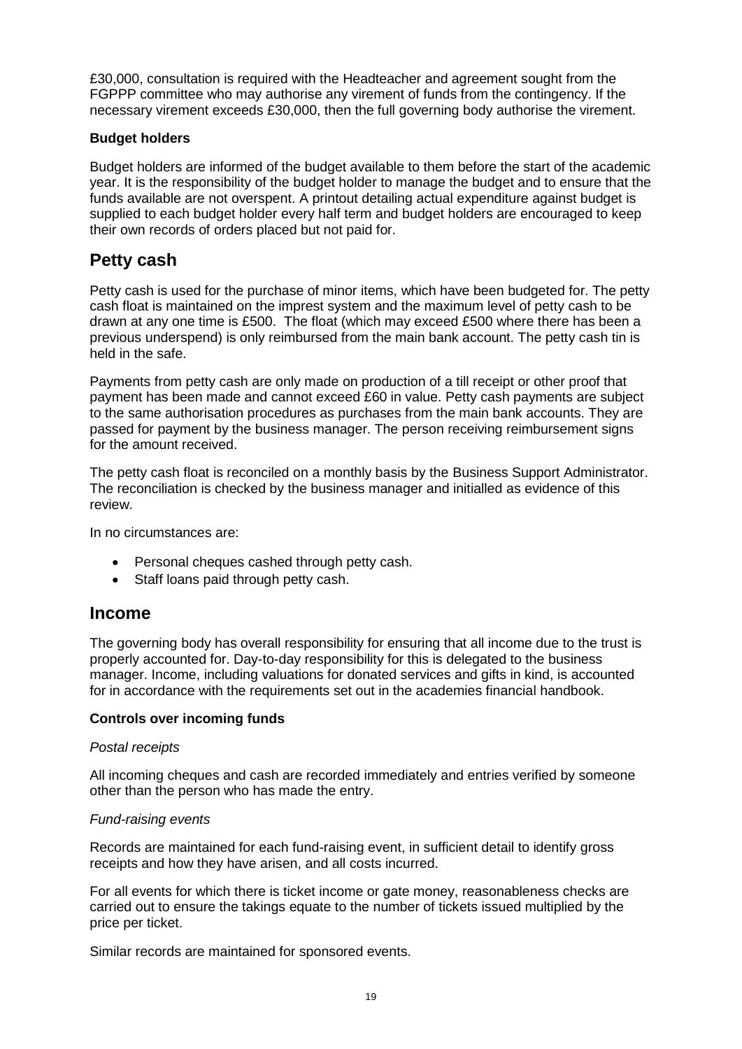£30,000, consultation is required with the Headteacher and agreement sought from the FGPPP committee who may authorise any virement of funds from the contingency. If the necessary virement exceeds £30,000, then the full governing body authorise the virement.

**Budget holders**

Budget holders are informed of the budget available to them before the start of the academic year. It is the responsibility of the budget holder to manage the budget and to ensure that the funds available are not overspent. A printout detailing actual expenditure against budget is supplied to each budget holder every half term and budget holders are encouraged to keep their own records of orders placed but not paid for.

## Petty cash

Petty cash is used for the purchase of minor items, which have been budgeted for. The petty cash float is maintained on the imprest system and the maximum level of petty cash to be drawn at any one time is £500. The float (which may exceed £500 where there has been a previous underspend) is only reimbursed from the main bank account. The petty cash tin is held in the safe.

Payments from petty cash are only made on production of a till receipt or other proof that payment has been made and cannot exceed £60 in value. Petty cash payments are subject to the same authorisation procedures as purchases from the main bank accounts. They are passed for payment by the business manager. The person receiving reimbursement signs for the amount received.

The petty cash float is reconciled on a monthly basis by the Business Support Administrator. The reconciliation is checked by the business manager and initialled as evidence of this review.

In no circumstances are:

- Personal cheques cashed through petty cash.
- Staff loans paid through petty cash.

## Income

The governing body has overall responsibility for ensuring that all income due to the trust is properly accounted for. Day-to-day responsibility for this is delegated to the business manager. Income, including valuations for donated services and gifts in kind, is accounted for in accordance with the requirements set out in the academies financial handbook.

**Controls over incoming funds**

*Postal receipts*

All incoming cheques and cash are recorded immediately and entries verified by someone other than the person who has made the entry.

*Fund-raising events*

Records are maintained for each fund-raising event, in sufficient detail to identify gross receipts and how they have arisen, and all costs incurred.

For all events for which there is ticket income or gate money, reasonableness checks are carried out to ensure the takings equate to the number of tickets issued multiplied by the price per ticket.

Similar records are maintained for sponsored events.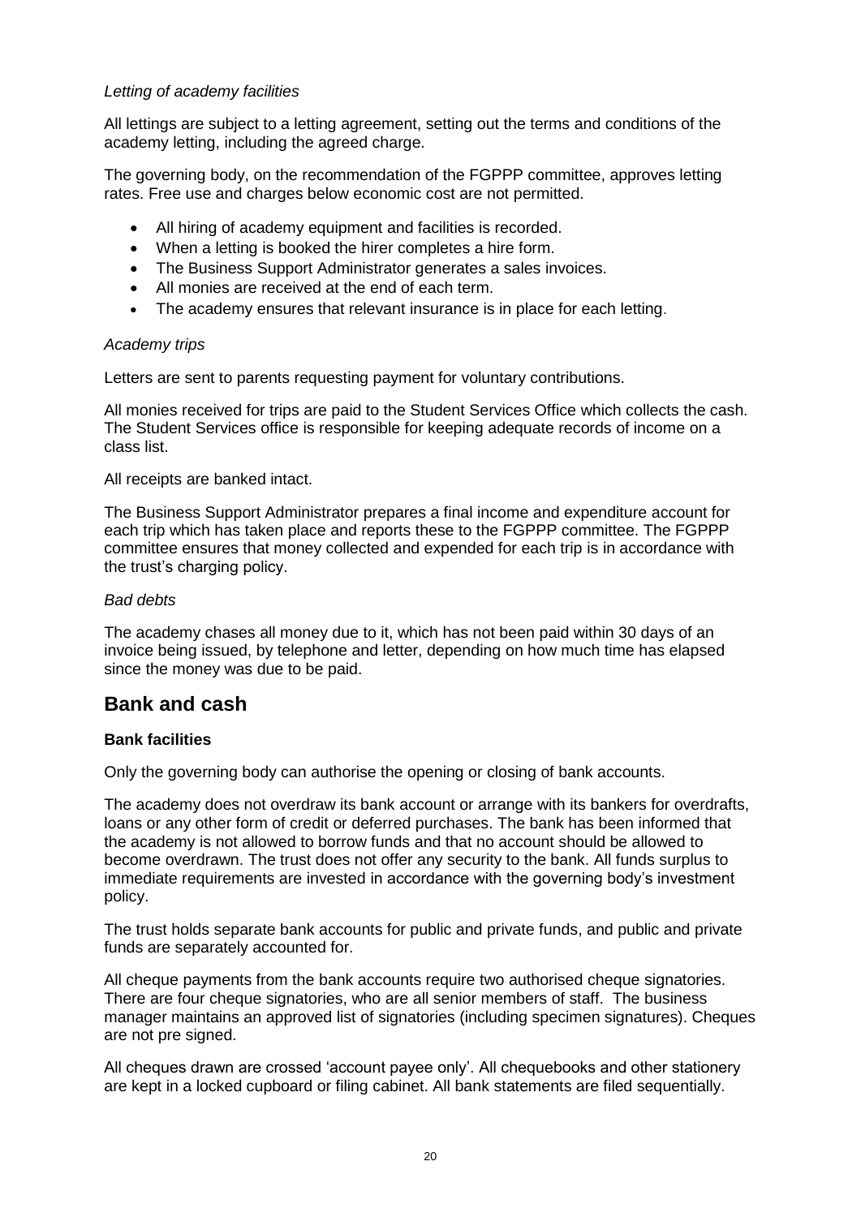*Letting of academy facilities*

All lettings are subject to a letting agreement, setting out the terms and conditions of the academy letting, including the agreed charge.

The governing body, on the recommendation of the FGPPP committee, approves letting rates. Free use and charges below economic cost are not permitted.

- All hiring of academy equipment and facilities is recorded.
- When a letting is booked the hirer completes a hire form.
- The Business Support Administrator generates a sales invoices.
- All monies are received at the end of each term.
- The academy ensures that relevant insurance is in place for each letting.

*Academy trips*

Letters are sent to parents requesting payment for voluntary contributions.

All monies received for trips are paid to the Student Services Office which collects the cash. The Student Services office is responsible for keeping adequate records of income on a class list.

All receipts are banked intact.

The Business Support Administrator prepares a final income and expenditure account for each trip which has taken place and reports these to the FGPPP committee. The FGPPP committee ensures that money collected and expended for each trip is in accordance with the trust's charging policy.

*Bad debts*

The academy chases all money due to it, which has not been paid within 30 days of an invoice being issued, by telephone and letter, depending on how much time has elapsed since the money was due to be paid.

## Bank and cash

**Bank facilities**

Only the governing body can authorise the opening or closing of bank accounts.

The academy does not overdraw its bank account or arrange with its bankers for overdrafts, loans or any other form of credit or deferred purchases. The bank has been informed that the academy is not allowed to borrow funds and that no account should be allowed to become overdrawn. The trust does not offer any security to the bank. All funds surplus to immediate requirements are invested in accordance with the governing body's investment policy.

The trust holds separate bank accounts for public and private funds, and public and private funds are separately accounted for.

All cheque payments from the bank accounts require two authorised cheque signatories. There are four cheque signatories, who are all senior members of staff. The business manager maintains an approved list of signatories (including specimen signatures). Cheques are not pre signed.

All cheques drawn are crossed 'account payee only'. All chequebooks and other stationery are kept in a locked cupboard or filing cabinet. All bank statements are filed sequentially.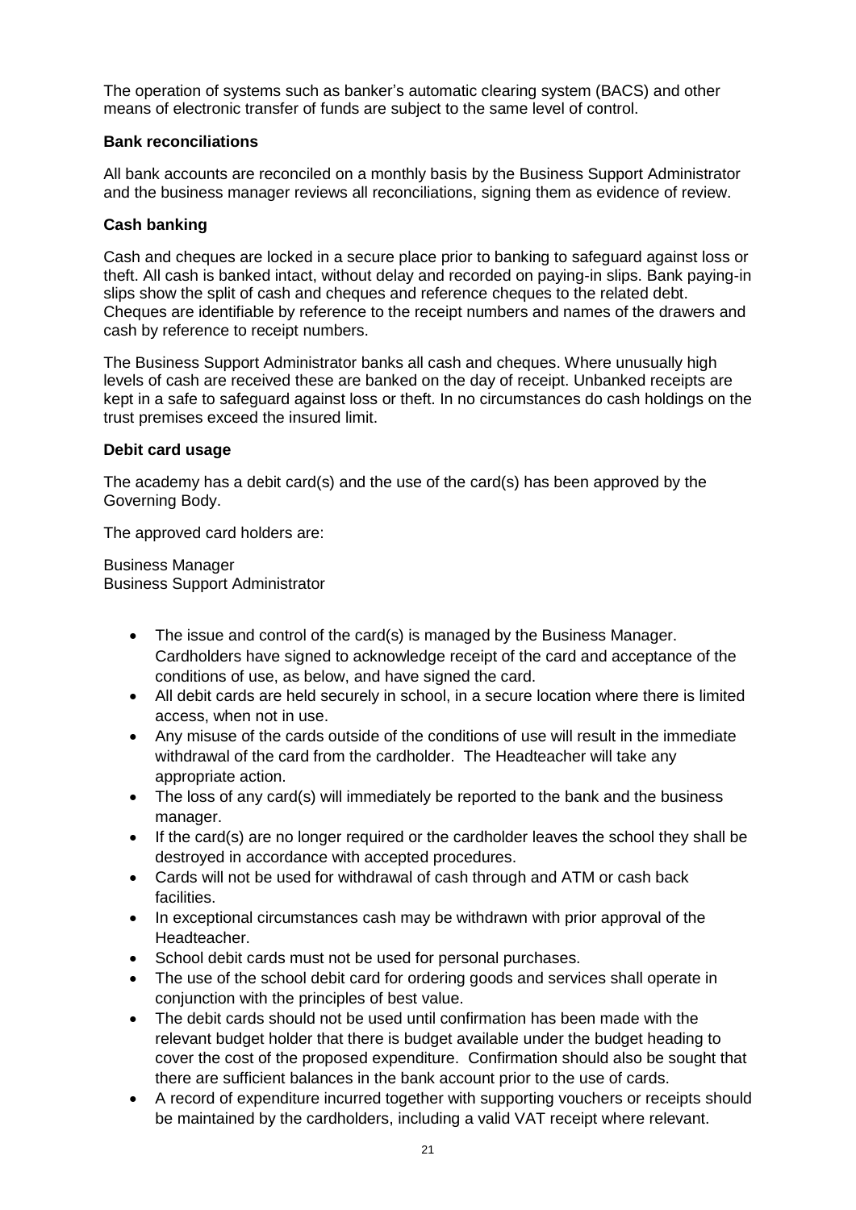The operation of systems such as banker's automatic clearing system (BACS) and other means of electronic transfer of funds are subject to the same level of control.

**Bank reconciliations**

All bank accounts are reconciled on a monthly basis by the Business Support Administrator and the business manager reviews all reconciliations, signing them as evidence of review.

**Cash banking**

Cash and cheques are locked in a secure place prior to banking to safeguard against loss or theft. All cash is banked intact, without delay and recorded on paying-in slips. Bank paying-in slips show the split of cash and cheques and reference cheques to the related debt. Cheques are identifiable by reference to the receipt numbers and names of the drawers and cash by reference to receipt numbers.

The Business Support Administrator banks all cash and cheques. Where unusually high levels of cash are received these are banked on the day of receipt. Unbanked receipts are kept in a safe to safeguard against loss or theft. In no circumstances do cash holdings on the trust premises exceed the insured limit.

**Debit card usage**

The academy has a debit card(s) and the use of the card(s) has been approved by the Governing Body.

The approved card holders are:

Business Manager
Business Support Administrator

- The issue and control of the card(s) is managed by the Business Manager. Cardholders have signed to acknowledge receipt of the card and acceptance of the conditions of use, as below, and have signed the card.
- All debit cards are held securely in school, in a secure location where there is limited access, when not in use.
- Any misuse of the cards outside of the conditions of use will result in the immediate withdrawal of the card from the cardholder. The Headteacher will take any appropriate action.
- The loss of any card(s) will immediately be reported to the bank and the business manager.
- If the card(s) are no longer required or the cardholder leaves the school they shall be destroyed in accordance with accepted procedures.
- Cards will not be used for withdrawal of cash through and ATM or cash back facilities.
- In exceptional circumstances cash may be withdrawn with prior approval of the Headteacher.
- School debit cards must not be used for personal purchases.
- The use of the school debit card for ordering goods and services shall operate in conjunction with the principles of best value.
- The debit cards should not be used until confirmation has been made with the relevant budget holder that there is budget available under the budget heading to cover the cost of the proposed expenditure. Confirmation should also be sought that there are sufficient balances in the bank account prior to the use of cards.
- A record of expenditure incurred together with supporting vouchers or receipts should be maintained by the cardholders, including a valid VAT receipt where relevant.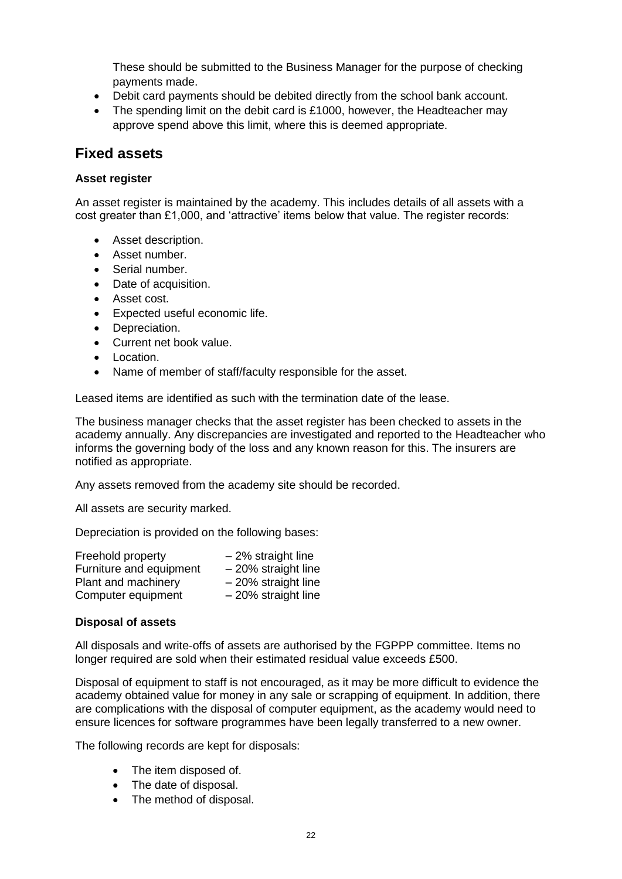These should be submitted to the Business Manager for the purpose of checking payments made.

- Debit card payments should be debited directly from the school bank account.
- The spending limit on the debit card is £1000, however, the Headteacher may approve spend above this limit, where this is deemed appropriate.

## Fixed assets

**Asset register**

An asset register is maintained by the academy. This includes details of all assets with a cost greater than £1,000, and 'attractive' items below that value. The register records:

- Asset description.
- Asset number.
- Serial number.
- Date of acquisition.
- Asset cost.
- Expected useful economic life.
- Depreciation.
- Current net book value.
- Location.
- Name of member of staff/faculty responsible for the asset.

Leased items are identified as such with the termination date of the lease.

The business manager checks that the asset register has been checked to assets in the academy annually. Any discrepancies are investigated and reported to the Headteacher who informs the governing body of the loss and any known reason for this. The insurers are notified as appropriate.

Any assets removed from the academy site should be recorded.

All assets are security marked.

Depreciation is provided on the following bases:

| | |
|---|---|
| Freehold property | – 2% straight line |
| Furniture and equipment | – 20% straight line |
| Plant and machinery | – 20% straight line |
| Computer equipment | – 20% straight line |

**Disposal of assets**

All disposals and write-offs of assets are authorised by the FGPPP committee. Items no longer required are sold when their estimated residual value exceeds £500.

Disposal of equipment to staff is not encouraged, as it may be more difficult to evidence the academy obtained value for money in any sale or scrapping of equipment. In addition, there are complications with the disposal of computer equipment, as the academy would need to ensure licences for software programmes have been legally transferred to a new owner.

The following records are kept for disposals:

- The item disposed of.
- The date of disposal.
- The method of disposal.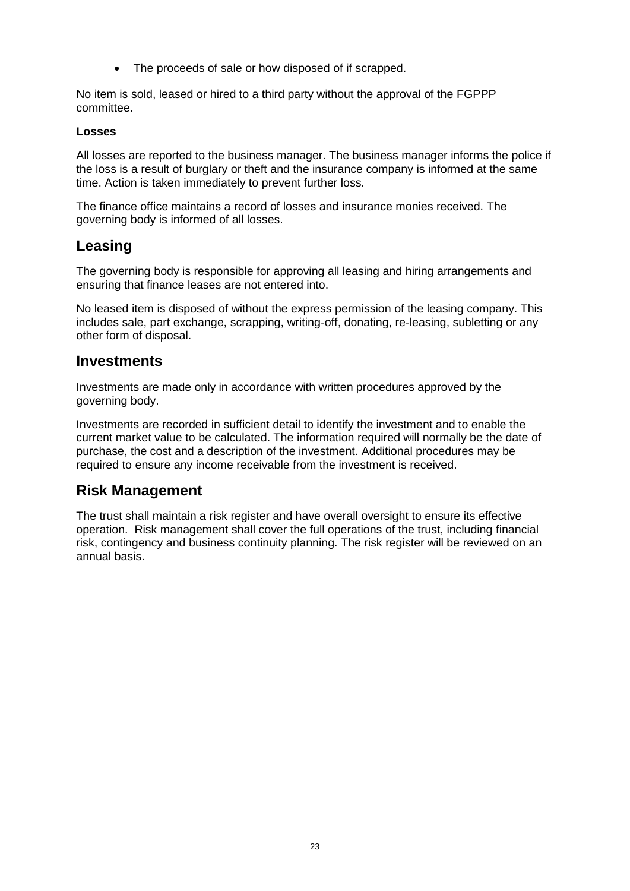- The proceeds of sale or how disposed of if scrapped.

No item is sold, leased or hired to a third party without the approval of the FGPPP committee.

**Losses**

All losses are reported to the business manager. The business manager informs the police if the loss is a result of burglary or theft and the insurance company is informed at the same time. Action is taken immediately to prevent further loss.

The finance office maintains a record of losses and insurance monies received. The governing body is informed of all losses.

## Leasing

The governing body is responsible for approving all leasing and hiring arrangements and ensuring that finance leases are not entered into.

No leased item is disposed of without the express permission of the leasing company. This includes sale, part exchange, scrapping, writing-off, donating, re-leasing, subletting or any other form of disposal.

## Investments

Investments are made only in accordance with written procedures approved by the governing body.

Investments are recorded in sufficient detail to identify the investment and to enable the current market value to be calculated. The information required will normally be the date of purchase, the cost and a description of the investment. Additional procedures may be required to ensure any income receivable from the investment is received.

## Risk Management

The trust shall maintain a risk register and have overall oversight to ensure its effective operation. Risk management shall cover the full operations of the trust, including financial risk, contingency and business continuity planning. The risk register will be reviewed on an annual basis.